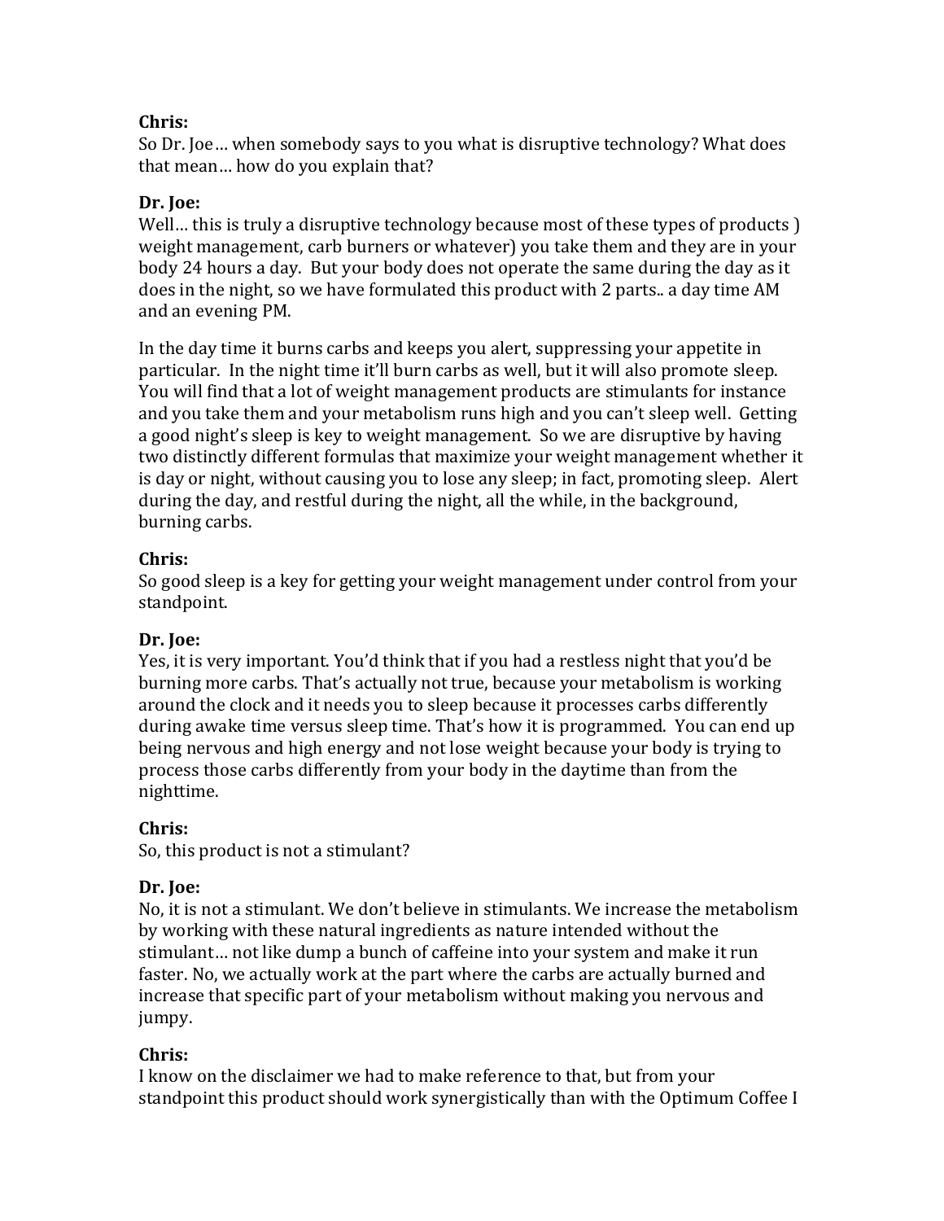**Chris:**
So Dr. Joe… when somebody says to you what is disruptive technology? What does that mean… how do you explain that?

**Dr. Joe:**
Well… this is truly a disruptive technology because most of these types of products ) weight management, carb burners or whatever) you take them and they are in your body 24 hours a day. But your body does not operate the same during the day as it does in the night, so we have formulated this product with 2 parts.. a day time AM and an evening PM.

In the day time it burns carbs and keeps you alert, suppressing your appetite in particular. In the night time it'll burn carbs as well, but it will also promote sleep. You will find that a lot of weight management products are stimulants for instance and you take them and your metabolism runs high and you can't sleep well. Getting a good night's sleep is key to weight management. So we are disruptive by having two distinctly different formulas that maximize your weight management whether it is day or night, without causing you to lose any sleep; in fact, promoting sleep. Alert during the day, and restful during the night, all the while, in the background, burning carbs.

**Chris:**
So good sleep is a key for getting your weight management under control from your standpoint.

**Dr. Joe:**
Yes, it is very important. You'd think that if you had a restless night that you'd be burning more carbs. That's actually not true, because your metabolism is working around the clock and it needs you to sleep because it processes carbs differently during awake time versus sleep time. That's how it is programmed. You can end up being nervous and high energy and not lose weight because your body is trying to process those carbs differently from your body in the daytime than from the nighttime.

**Chris:**
So, this product is not a stimulant?

**Dr. Joe:**
No, it is not a stimulant. We don't believe in stimulants. We increase the metabolism by working with these natural ingredients as nature intended without the stimulant… not like dump a bunch of caffeine into your system and make it run faster. No, we actually work at the part where the carbs are actually burned and increase that specific part of your metabolism without making you nervous and jumpy.

**Chris:**
I know on the disclaimer we had to make reference to that, but from your standpoint this product should work synergistically than with the Optimum Coffee I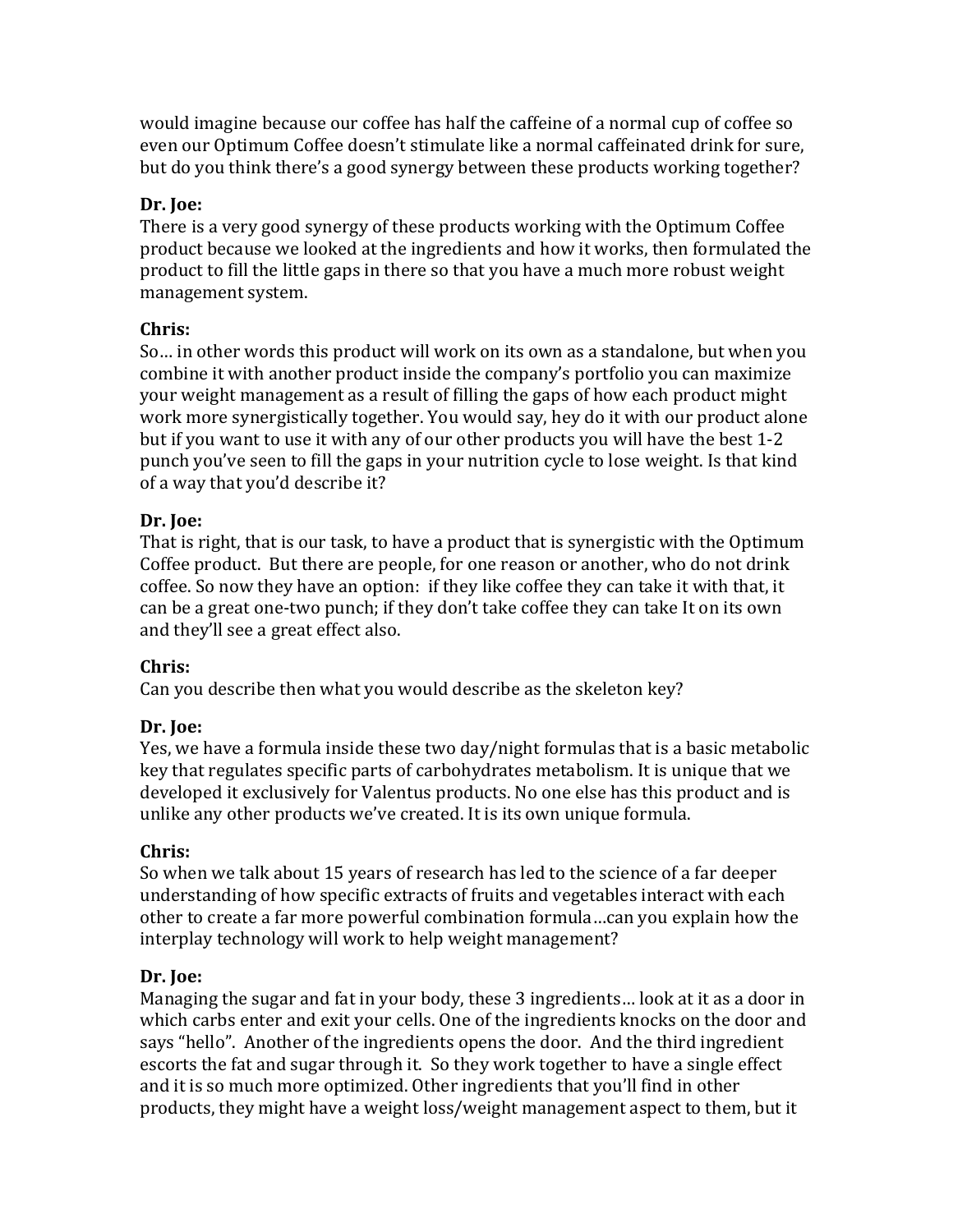would imagine because our coffee has half the caffeine of a normal cup of coffee so even our Optimum Coffee doesn't stimulate like a normal caffeinated drink for sure, but do you think there's a good synergy between these products working together?

**Dr. Joe:**
There is a very good synergy of these products working with the Optimum Coffee product because we looked at the ingredients and how it works, then formulated the product to fill the little gaps in there so that you have a much more robust weight management system.

**Chris:**
So… in other words this product will work on its own as a standalone, but when you combine it with another product inside the company's portfolio you can maximize your weight management as a result of filling the gaps of how each product might work more synergistically together. You would say, hey do it with our product alone but if you want to use it with any of our other products you will have the best 1-2 punch you've seen to fill the gaps in your nutrition cycle to lose weight. Is that kind of a way that you'd describe it?

**Dr. Joe:**
That is right, that is our task, to have a product that is synergistic with the Optimum Coffee product. But there are people, for one reason or another, who do not drink coffee. So now they have an option: if they like coffee they can take it with that, it can be a great one-two punch; if they don't take coffee they can take It on its own and they'll see a great effect also.

**Chris:**
Can you describe then what you would describe as the skeleton key?

**Dr. Joe:**
Yes, we have a formula inside these two day/night formulas that is a basic metabolic key that regulates specific parts of carbohydrates metabolism. It is unique that we developed it exclusively for Valentus products. No one else has this product and is unlike any other products we've created. It is its own unique formula.

**Chris:**
So when we talk about 15 years of research has led to the science of a far deeper understanding of how specific extracts of fruits and vegetables interact with each other to create a far more powerful combination formula…can you explain how the interplay technology will work to help weight management?

**Dr. Joe:**
Managing the sugar and fat in your body, these 3 ingredients… look at it as a door in which carbs enter and exit your cells. One of the ingredients knocks on the door and says "hello". Another of the ingredients opens the door. And the third ingredient escorts the fat and sugar through it. So they work together to have a single effect and it is so much more optimized. Other ingredients that you'll find in other products, they might have a weight loss/weight management aspect to them, but it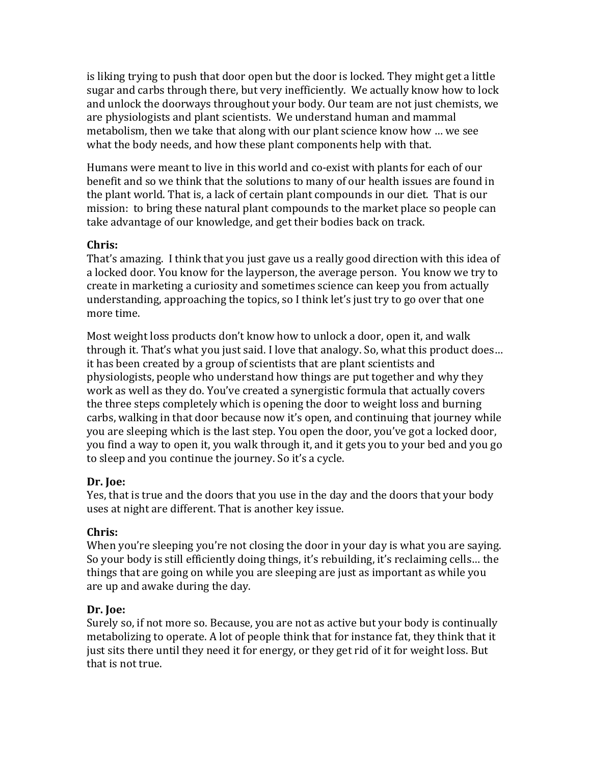is liking trying to push that door open but the door is locked. They might get a little sugar and carbs through there, but very inefficiently. We actually know how to lock and unlock the doorways throughout your body. Our team are not just chemists, we are physiologists and plant scientists. We understand human and mammal metabolism, then we take that along with our plant science know how … we see what the body needs, and how these plant components help with that.

Humans were meant to live in this world and co-exist with plants for each of our benefit and so we think that the solutions to many of our health issues are found in the plant world. That is, a lack of certain plant compounds in our diet. That is our mission: to bring these natural plant compounds to the market place so people can take advantage of our knowledge, and get their bodies back on track.

**Chris:**
That's amazing. I think that you just gave us a really good direction with this idea of a locked door. You know for the layperson, the average person. You know we try to create in marketing a curiosity and sometimes science can keep you from actually understanding, approaching the topics, so I think let's just try to go over that one more time.

Most weight loss products don't know how to unlock a door, open it, and walk through it. That's what you just said. I love that analogy. So, what this product does… it has been created by a group of scientists that are plant scientists and physiologists, people who understand how things are put together and why they work as well as they do. You've created a synergistic formula that actually covers the three steps completely which is opening the door to weight loss and burning carbs, walking in that door because now it's open, and continuing that journey while you are sleeping which is the last step. You open the door, you've got a locked door, you find a way to open it, you walk through it, and it gets you to your bed and you go to sleep and you continue the journey. So it's a cycle.

**Dr. Joe:**
Yes, that is true and the doors that you use in the day and the doors that your body uses at night are different. That is another key issue.

**Chris:**
When you're sleeping you're not closing the door in your day is what you are saying. So your body is still efficiently doing things, it's rebuilding, it's reclaiming cells… the things that are going on while you are sleeping are just as important as while you are up and awake during the day.

**Dr. Joe:**
Surely so, if not more so. Because, you are not as active but your body is continually metabolizing to operate. A lot of people think that for instance fat, they think that it just sits there until they need it for energy, or they get rid of it for weight loss. But that is not true.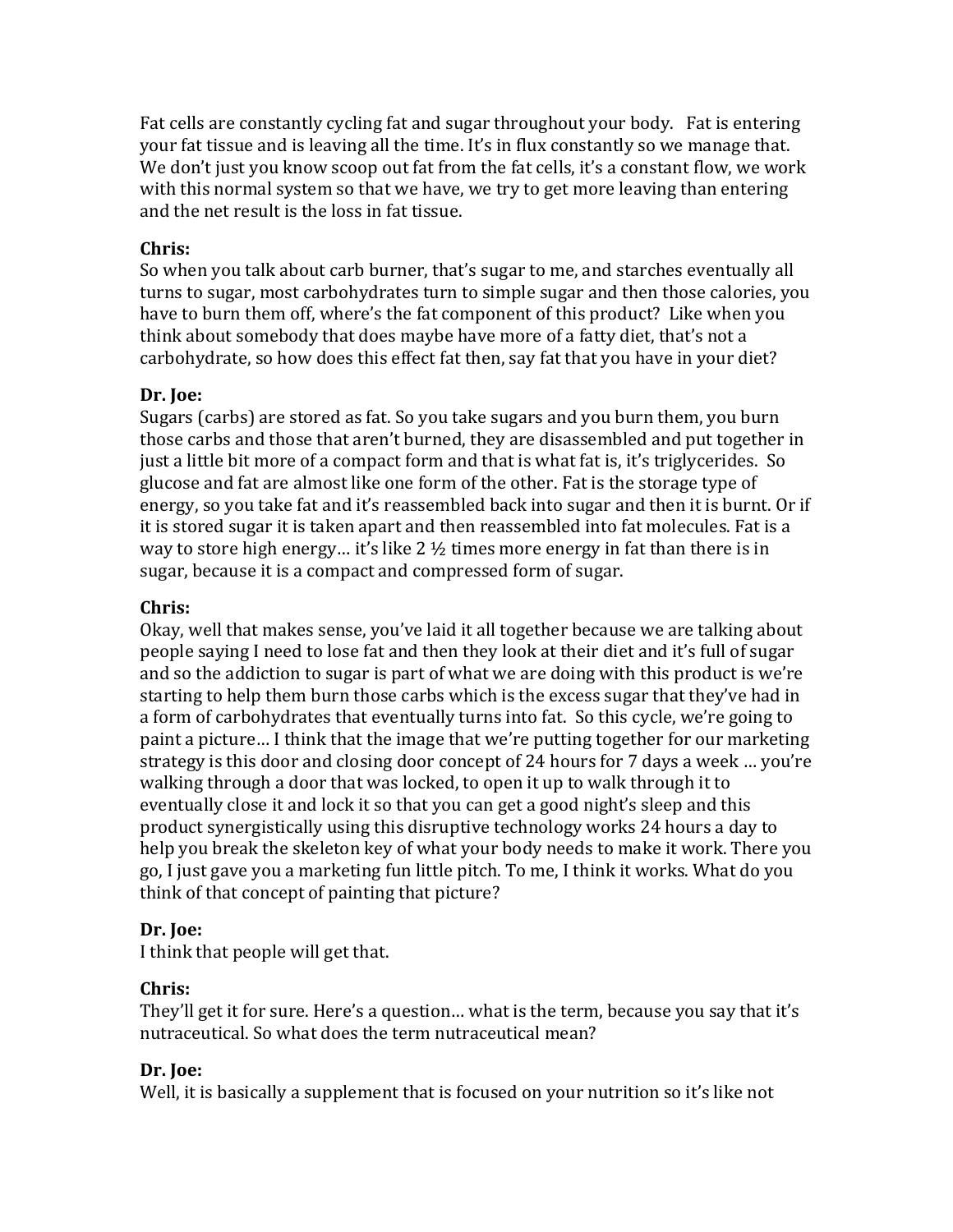Fat cells are constantly cycling fat and sugar throughout your body.   Fat is entering your fat tissue and is leaving all the time. It's in flux constantly so we manage that. We don't just you know scoop out fat from the fat cells, it's a constant flow, we work with this normal system so that we have, we try to get more leaving than entering and the net result is the loss in fat tissue.

**Chris:**
So when you talk about carb burner, that's sugar to me, and starches eventually all turns to sugar, most carbohydrates turn to simple sugar and then those calories, you have to burn them off, where's the fat component of this product?  Like when you think about somebody that does maybe have more of a fatty diet, that's not a carbohydrate, so how does this effect fat then, say fat that you have in your diet?

**Dr. Joe:**
Sugars (carbs) are stored as fat. So you take sugars and you burn them, you burn those carbs and those that aren't burned, they are disassembled and put together in just a little bit more of a compact form and that is what fat is, it's triglycerides.  So glucose and fat are almost like one form of the other. Fat is the storage type of energy, so you take fat and it's reassembled back into sugar and then it is burnt. Or if it is stored sugar it is taken apart and then reassembled into fat molecules. Fat is a way to store high energy… it's like 2 ½ times more energy in fat than there is in sugar, because it is a compact and compressed form of sugar.

**Chris:**
Okay, well that makes sense, you've laid it all together because we are talking about people saying I need to lose fat and then they look at their diet and it's full of sugar and so the addiction to sugar is part of what we are doing with this product is we're starting to help them burn those carbs which is the excess sugar that they've had in a form of carbohydrates that eventually turns into fat.  So this cycle, we're going to paint a picture… I think that the image that we're putting together for our marketing strategy is this door and closing door concept of 24 hours for 7 days a week … you're walking through a door that was locked, to open it up to walk through it to eventually close it and lock it so that you can get a good night's sleep and this product synergistically using this disruptive technology works 24 hours a day to help you break the skeleton key of what your body needs to make it work. There you go, I just gave you a marketing fun little pitch. To me, I think it works. What do you think of that concept of painting that picture?

**Dr. Joe:**
I think that people will get that.

**Chris:**
They'll get it for sure. Here's a question… what is the term, because you say that it's nutraceutical. So what does the term nutraceutical mean?

**Dr. Joe:**
Well, it is basically a supplement that is focused on your nutrition so it's like not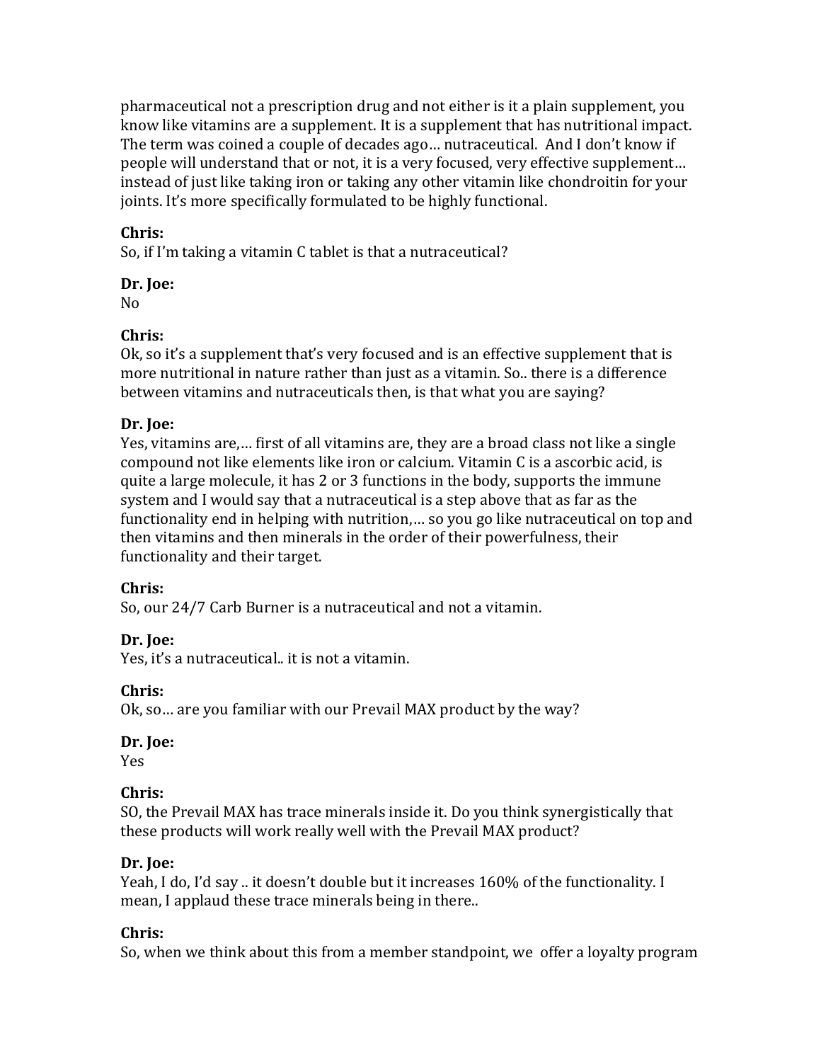pharmaceutical not a prescription drug and not either is it a plain supplement, you know like vitamins are a supplement. It is a supplement that has nutritional impact. The term was coined a couple of decades ago… nutraceutical. And I don't know if people will understand that or not, it is a very focused, very effective supplement… instead of just like taking iron or taking any other vitamin like chondroitin for your joints. It's more specifically formulated to be highly functional.

**Chris:**
So, if I'm taking a vitamin C tablet is that a nutraceutical?

**Dr. Joe:**
No

**Chris:**
Ok, so it's a supplement that's very focused and is an effective supplement that is more nutritional in nature rather than just as a vitamin. So.. there is a difference between vitamins and nutraceuticals then, is that what you are saying?

**Dr. Joe:**
Yes, vitamins are,… first of all vitamins are, they are a broad class not like a single compound not like elements like iron or calcium. Vitamin C is a ascorbic acid, is quite a large molecule, it has 2 or 3 functions in the body, supports the immune system and I would say that a nutraceutical is a step above that as far as the functionality end in helping with nutrition,… so you go like nutraceutical on top and then vitamins and then minerals in the order of their powerfulness, their functionality and their target.

**Chris:**
So, our 24/7 Carb Burner is a nutraceutical and not a vitamin.

**Dr. Joe:**
Yes, it's a nutraceutical.. it is not a vitamin.

**Chris:**
Ok, so… are you familiar with our Prevail MAX product by the way?

**Dr. Joe:**
Yes

**Chris:**
SO, the Prevail MAX has trace minerals inside it. Do you think synergistically that these products will work really well with the Prevail MAX product?

**Dr. Joe:**
Yeah, I do, I'd say .. it doesn't double but it increases 160% of the functionality. I mean, I applaud these trace minerals being in there..

**Chris:**
So, when we think about this from a member standpoint, we offer a loyalty program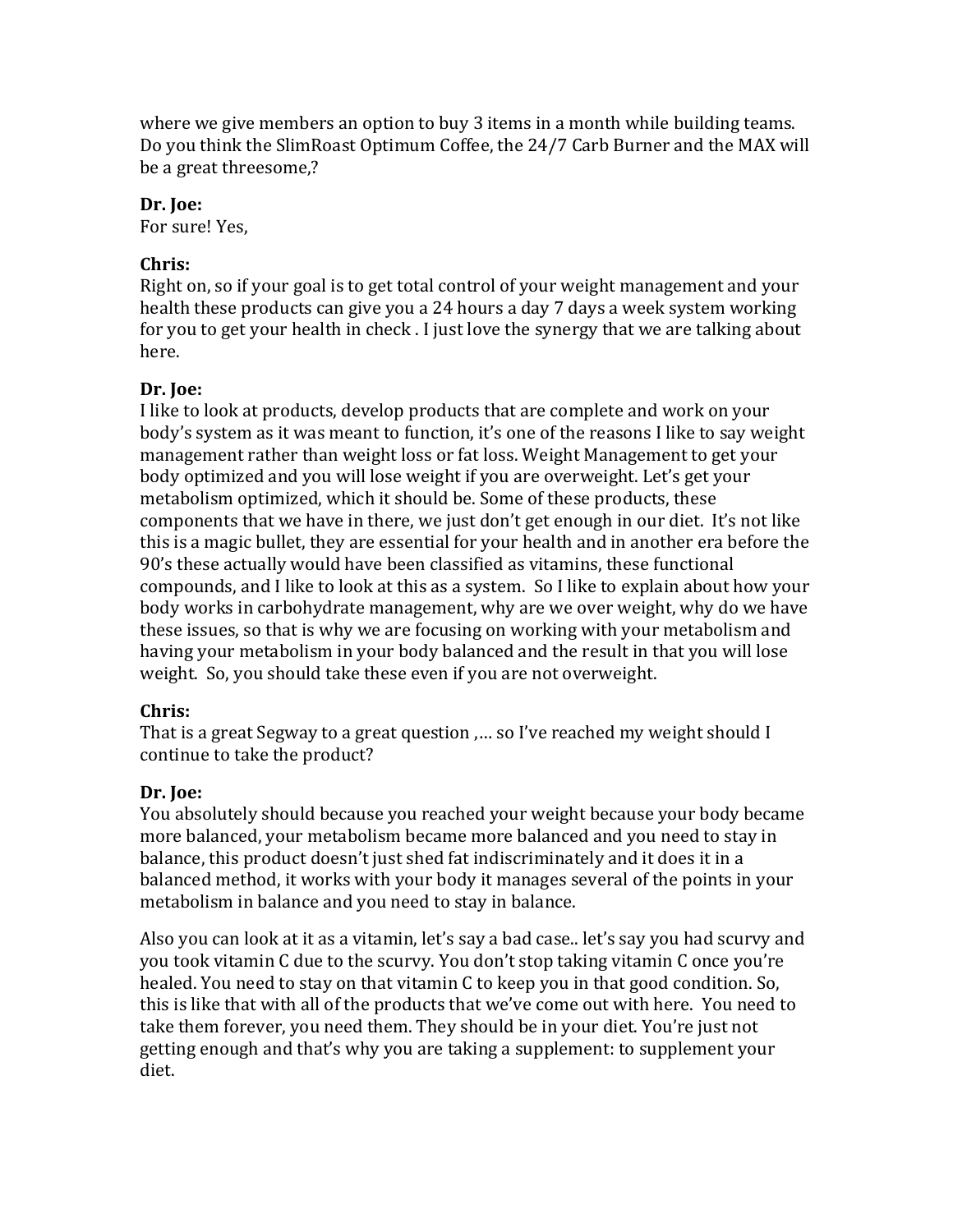where we give members an option to buy 3 items in a month while building teams. Do you think the SlimRoast Optimum Coffee, the 24/7 Carb Burner and the MAX will be a great threesome,?

**Dr. Joe:**
For sure! Yes,

**Chris:**
Right on, so if your goal is to get total control of your weight management and your health these products can give you a 24 hours a day 7 days a week system working for you to get your health in check . I just love the synergy that we are talking about here.

**Dr. Joe:**
I like to look at products, develop products that are complete and work on your body's system as it was meant to function, it's one of the reasons I like to say weight management rather than weight loss or fat loss. Weight Management to get your body optimized and you will lose weight if you are overweight. Let's get your metabolism optimized, which it should be. Some of these products, these components that we have in there, we just don't get enough in our diet. It's not like this is a magic bullet, they are essential for your health and in another era before the 90's these actually would have been classified as vitamins, these functional compounds, and I like to look at this as a system. So I like to explain about how your body works in carbohydrate management, why are we over weight, why do we have these issues, so that is why we are focusing on working with your metabolism and having your metabolism in your body balanced and the result in that you will lose weight. So, you should take these even if you are not overweight.

**Chris:**
That is a great Segway to a great question ,… so I've reached my weight should I continue to take the product?

**Dr. Joe:**
You absolutely should because you reached your weight because your body became more balanced, your metabolism became more balanced and you need to stay in balance, this product doesn't just shed fat indiscriminately and it does it in a balanced method, it works with your body it manages several of the points in your metabolism in balance and you need to stay in balance.

Also you can look at it as a vitamin, let's say a bad case.. let's say you had scurvy and you took vitamin C due to the scurvy. You don't stop taking vitamin C once you're healed. You need to stay on that vitamin C to keep you in that good condition. So, this is like that with all of the products that we've come out with here. You need to take them forever, you need them. They should be in your diet. You're just not getting enough and that's why you are taking a supplement: to supplement your diet.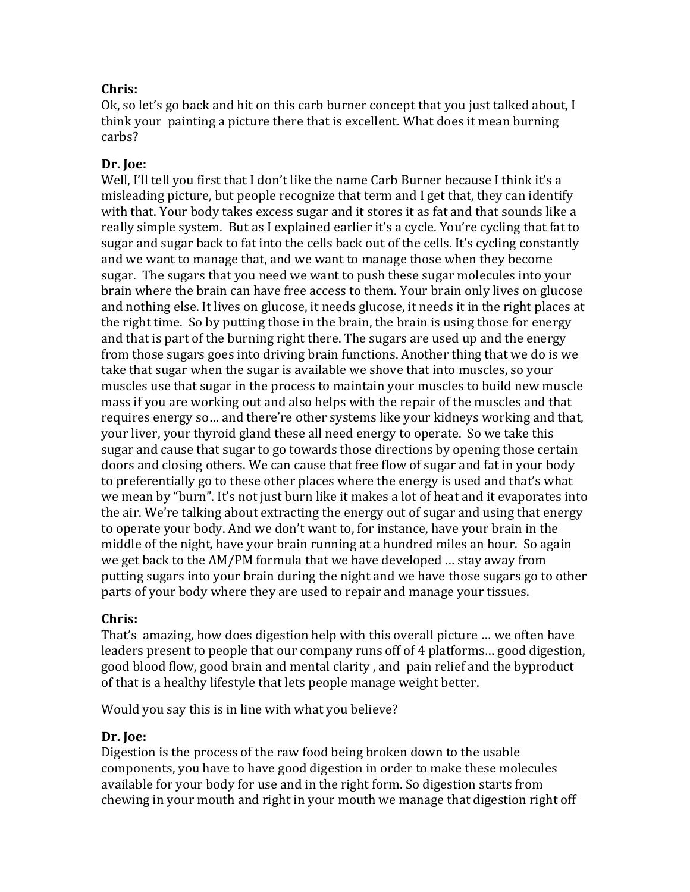**Chris:**
Ok, so let's go back and hit on this carb burner concept that you just talked about, I think your painting a picture there that is excellent. What does it mean burning carbs?

**Dr. Joe:**
Well, I'll tell you first that I don't like the name Carb Burner because I think it's a misleading picture, but people recognize that term and I get that, they can identify with that. Your body takes excess sugar and it stores it as fat and that sounds like a really simple system. But as I explained earlier it's a cycle. You're cycling that fat to sugar and sugar back to fat into the cells back out of the cells. It's cycling constantly and we want to manage that, and we want to manage those when they become sugar. The sugars that you need we want to push these sugar molecules into your brain where the brain can have free access to them. Your brain only lives on glucose and nothing else. It lives on glucose, it needs glucose, it needs it in the right places at the right time. So by putting those in the brain, the brain is using those for energy and that is part of the burning right there. The sugars are used up and the energy from those sugars goes into driving brain functions. Another thing that we do is we take that sugar when the sugar is available we shove that into muscles, so your muscles use that sugar in the process to maintain your muscles to build new muscle mass if you are working out and also helps with the repair of the muscles and that requires energy so… and there're other systems like your kidneys working and that, your liver, your thyroid gland these all need energy to operate. So we take this sugar and cause that sugar to go towards those directions by opening those certain doors and closing others. We can cause that free flow of sugar and fat in your body to preferentially go to these other places where the energy is used and that's what we mean by "burn". It's not just burn like it makes a lot of heat and it evaporates into the air. We're talking about extracting the energy out of sugar and using that energy to operate your body. And we don't want to, for instance, have your brain in the middle of the night, have your brain running at a hundred miles an hour. So again we get back to the AM/PM formula that we have developed … stay away from putting sugars into your brain during the night and we have those sugars go to other parts of your body where they are used to repair and manage your tissues.

**Chris:**
That's amazing, how does digestion help with this overall picture … we often have leaders present to people that our company runs off of 4 platforms… good digestion, good blood flow, good brain and mental clarity , and pain relief and the byproduct of that is a healthy lifestyle that lets people manage weight better.

Would you say this is in line with what you believe?

**Dr. Joe:**
Digestion is the process of the raw food being broken down to the usable components, you have to have good digestion in order to make these molecules available for your body for use and in the right form. So digestion starts from chewing in your mouth and right in your mouth we manage that digestion right off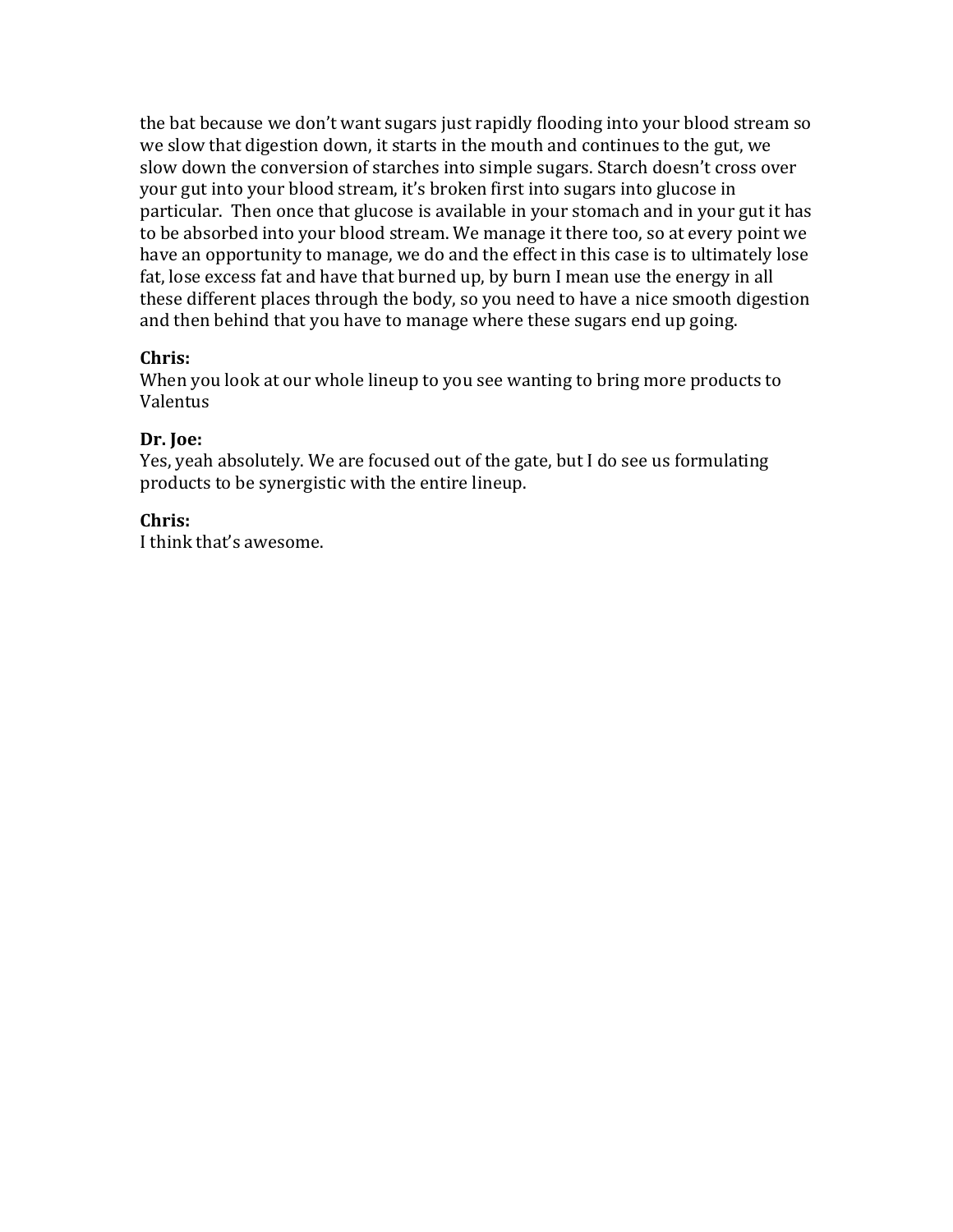the bat because we don't want sugars just rapidly flooding into your blood stream so we slow that digestion down, it starts in the mouth and continues to the gut, we slow down the conversion of starches into simple sugars. Starch doesn't cross over your gut into your blood stream, it's broken first into sugars into glucose in particular. Then once that glucose is available in your stomach and in your gut it has to be absorbed into your blood stream. We manage it there too, so at every point we have an opportunity to manage, we do and the effect in this case is to ultimately lose fat, lose excess fat and have that burned up, by burn I mean use the energy in all these different places through the body, so you need to have a nice smooth digestion and then behind that you have to manage where these sugars end up going.

**Chris:**
When you look at our whole lineup to you see wanting to bring more products to Valentus

**Dr. Joe:**
Yes, yeah absolutely. We are focused out of the gate, but I do see us formulating products to be synergistic with the entire lineup.

**Chris:**
I think that's awesome.